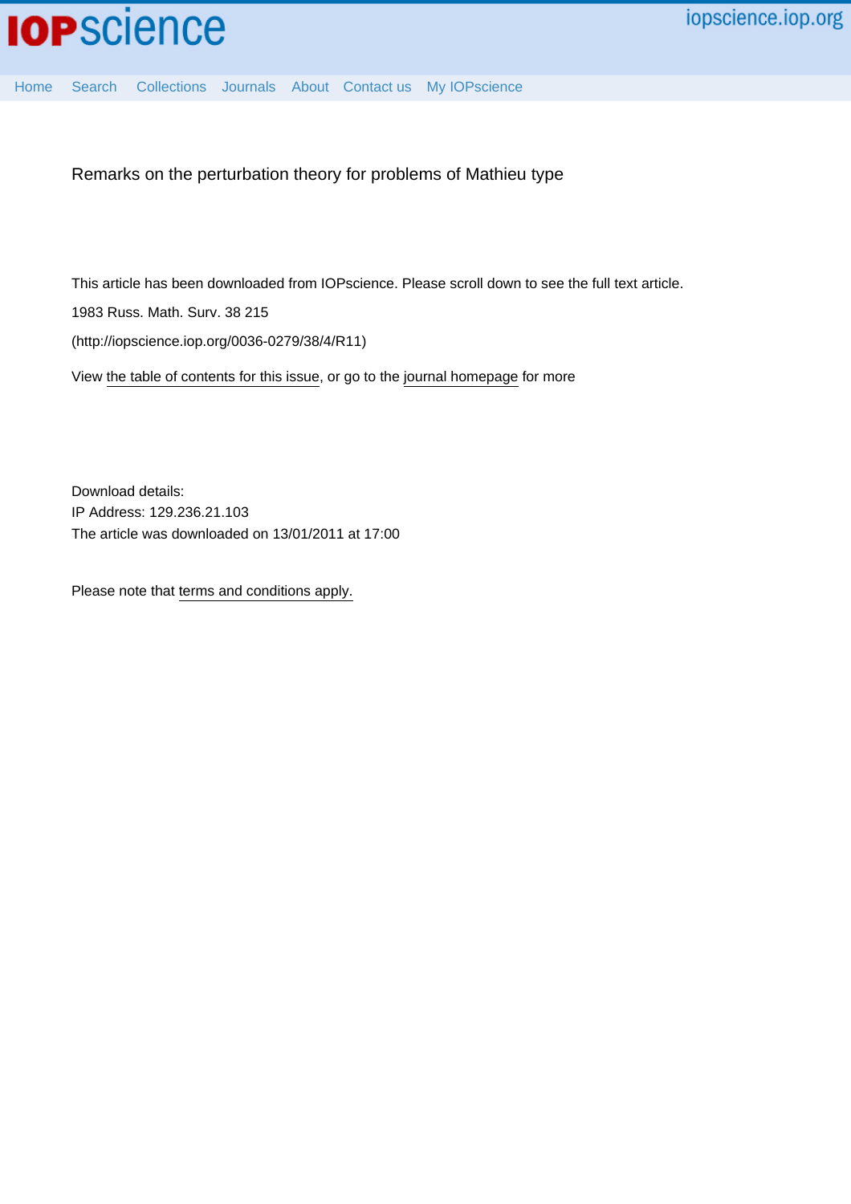# Remarks on the perturbation theory for problems of Mathieu type

This article has been downloaded from IOPscience. Please scroll down to see the full text article.

1983 Russ. Math. Surv. 38 215

(http://iopscience.iop.org/0036-0279/38/4/R11)

View the table of contents for this issue, or go to the journal homepage for more

Download details:
IP Address: 129.236.21.103
The article was downloaded on 13/01/2011 at 17:00

Please note that terms and conditions apply.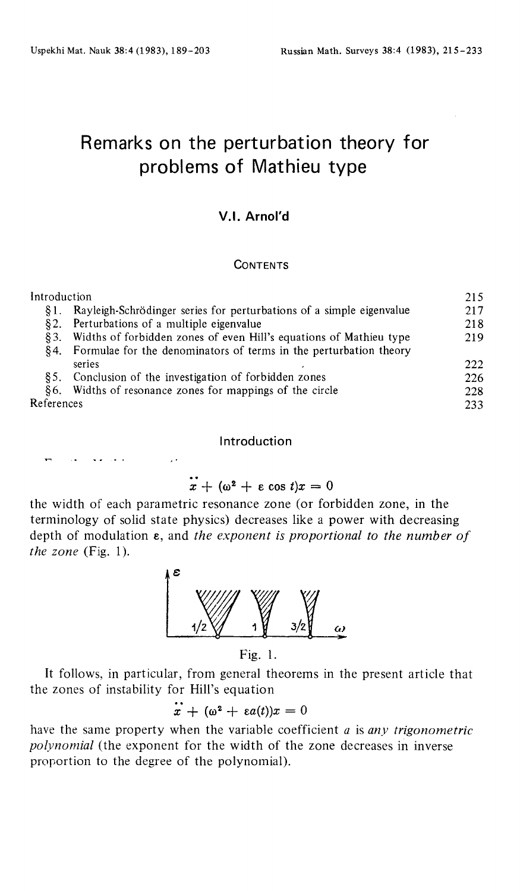# Remarks on the perturbation theory for problems of Mathieu type

### V.I. Arnol'd

CONTENTS

| | |
|---|---|
| Introduction | 215 |
| §1. Rayleigh-Schrödinger series for perturbations of a simple eigenvalue | 217 |
| §2. Perturbations of a multiple eigenvalue | 218 |
| §3. Widths of forbidden zones of even Hill's equations of Mathieu type | 219 |
| §4. Formulae for the denominators of terms in the perturbation theory series | 222 |
| §5. Conclusion of the investigation of forbidden zones | 226 |
| §6. Widths of resonance zones for mappings of the circle | 228 |
| References | 233 |

## Introduction

$$\ddot{x} + (\omega^2 + \varepsilon \cos t)x = 0$$

the width of each parametric resonance zone (or forbidden zone, in the terminology of solid state physics) decreases like a power with decreasing depth of modulation $\varepsilon$, and *the exponent is proportional to the number of the zone* (Fig. 1).

Fig. 1.

It follows, in particular, from general theorems in the present article that the zones of instability for Hill's equation

$$\ddot{x} + (\omega^2 + \varepsilon a(t))x = 0$$

have the same property when the variable coefficient $a$ is *any trigonometric polynomial* (the exponent for the width of the zone decreases in inverse proportion to the degree of the polynomial).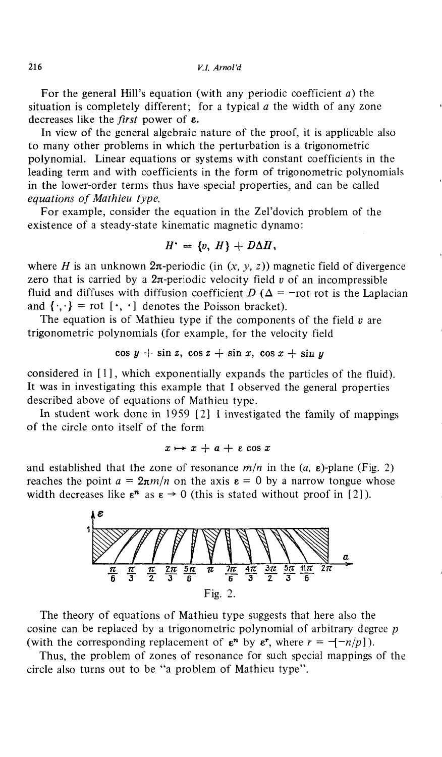For the general Hill's equation (with any periodic coefficient $a$) the situation is completely different; for a typical $a$ the width of any zone decreases like the *first* power of $\varepsilon$.

In view of the general algebraic nature of the proof, it is applicable also to many other problems in which the perturbation is a trigonometric polynomial. Linear equations or systems with constant coefficients in the leading term and with coefficients in the form of trigonometric polynomials in the lower-order terms thus have special properties, and can be called *equations of Mathieu type.*

For example, consider the equation in the Zel'dovich problem of the existence of a steady-state kinematic magnetic dynamo:

$$H^{\cdot} = \{v, H\} + D\Delta H,$$

where $H$ is an unknown $2\pi$-periodic (in $(x, y, z)$) magnetic field of divergence zero that is carried by a $2\pi$-periodic velocity field $v$ of an incompressible fluid and diffuses with diffusion coefficient $D$ ($\Delta = -\text{rot rot}$ is the Laplacian and $\{\cdot,\cdot\} = \text{rot}\,[\cdot, \cdot]$ denotes the Poisson bracket).

The equation is of Mathieu type if the components of the field $v$ are trigonometric polynomials (for example, for the velocity field

$$\cos y + \sin z, \ \cos z + \sin x, \ \cos x + \sin y$$

considered in [1], which exponentially expands the particles of the fluid). It was in investigating this example that I observed the general properties described above of equations of Mathieu type.

In student work done in 1959 [2] I investigated the family of mappings of the circle onto itself of the form

$$x \mapsto x + a + \varepsilon \cos x$$

and established that the zone of resonance $m/n$ in the $(a, \varepsilon)$-plane (Fig. 2) reaches the point $a = 2\pi m/n$ on the axis $\varepsilon = 0$ by a narrow tongue whose width decreases like $\varepsilon^n$ as $\varepsilon \to 0$ (this is stated without proof in [2]).

Fig. 2.

The theory of equations of Mathieu type suggests that here also the cosine can be replaced by a trigonometric polynomial of arbitrary degree $p$ (with the corresponding replacement of $\varepsilon^n$ by $\varepsilon^r$, where $r = -[-n/p]$).

Thus, the problem of zones of resonance for such special mappings of the circle also turns out to be "a problem of Mathieu type".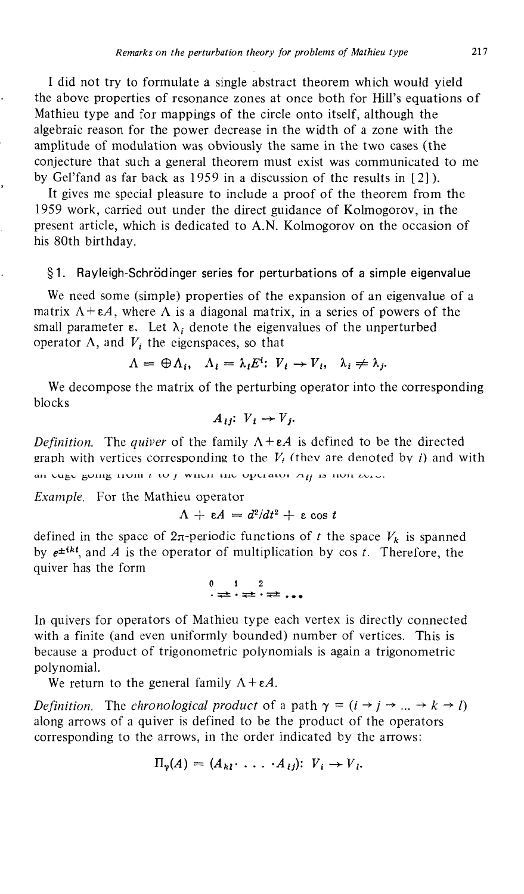I did not try to formulate a single abstract theorem which would yield the above properties of resonance zones at once both for Hill's equations of Mathieu type and for mappings of the circle onto itself, although the algebraic reason for the power decrease in the width of a zone with the amplitude of modulation was obviously the same in the two cases (the conjecture that such a general theorem must exist was communicated to me by Gel'fand as far back as 1959 in a discussion of the results in [2]).

It gives me special pleasure to include a proof of the theorem from the 1959 work, carried out under the direct guidance of Kolmogorov, in the present article, which is dedicated to A.N. Kolmogorov on the occasion of his 80th birthday.

## §1. Rayleigh-Schrödinger series for perturbations of a simple eigenvalue

We need some (simple) properties of the expansion of an eigenvalue of a matrix $\Lambda+\varepsilon A$, where $\Lambda$ is a diagonal matrix, in a series of powers of the small parameter $\varepsilon$. Let $\lambda_i$ denote the eigenvalues of the unperturbed operator $\Lambda$, and $V_i$ the eigenspaces, so that

$$\Lambda = \oplus \Lambda_i, \quad \Lambda_i = \lambda_i E^i\colon\ V_i \to V_i, \quad \lambda_i \neq \lambda_j.$$

We decompose the matrix of the perturbing operator into the corresponding blocks

$$A_{ij}\colon\ V_i \to V_j.$$

*Definition.* The *quiver* of the family $\Lambda+\varepsilon A$ is defined to be the directed graph with vertices corresponding to the $V_i$ (they are denoted by $i$) and with an edge going from $i$ to $j$ when the operator $A_{ij}$ is non-zero.

*Example.* For the Mathieu operator

$$\Lambda + \varepsilon A = d^2/dt^2 + \varepsilon \cos t$$

defined in the space of $2\pi$-periodic functions of $t$ the space $V_k$ is spanned by $e^{\pm ikt}$, and $A$ is the operator of multiplication by $\cos t$. Therefore, the quiver has the form

$$\overset{0}{\cdot} \rightleftarrows \overset{1}{\cdot} \rightleftarrows \overset{2}{\cdot} \rightleftarrows \cdots$$

In quivers for operators of Mathieu type each vertex is directly connected with a finite (and even uniformly bounded) number of vertices. This is because a product of trigonometric polynomials is again a trigonometric polynomial.

We return to the general family $\Lambda+\varepsilon A$.

*Definition.* The *chronological product* of a path $\gamma = (i \to j \to \ldots \to k \to l)$ along arrows of a quiver is defined to be the product of the operators corresponding to the arrows, in the order indicated by the arrows:

$$\Pi_\gamma(A) = (A_{kl}\cdot \ldots \cdot A_{ij})\colon\ V_i \to V_l.$$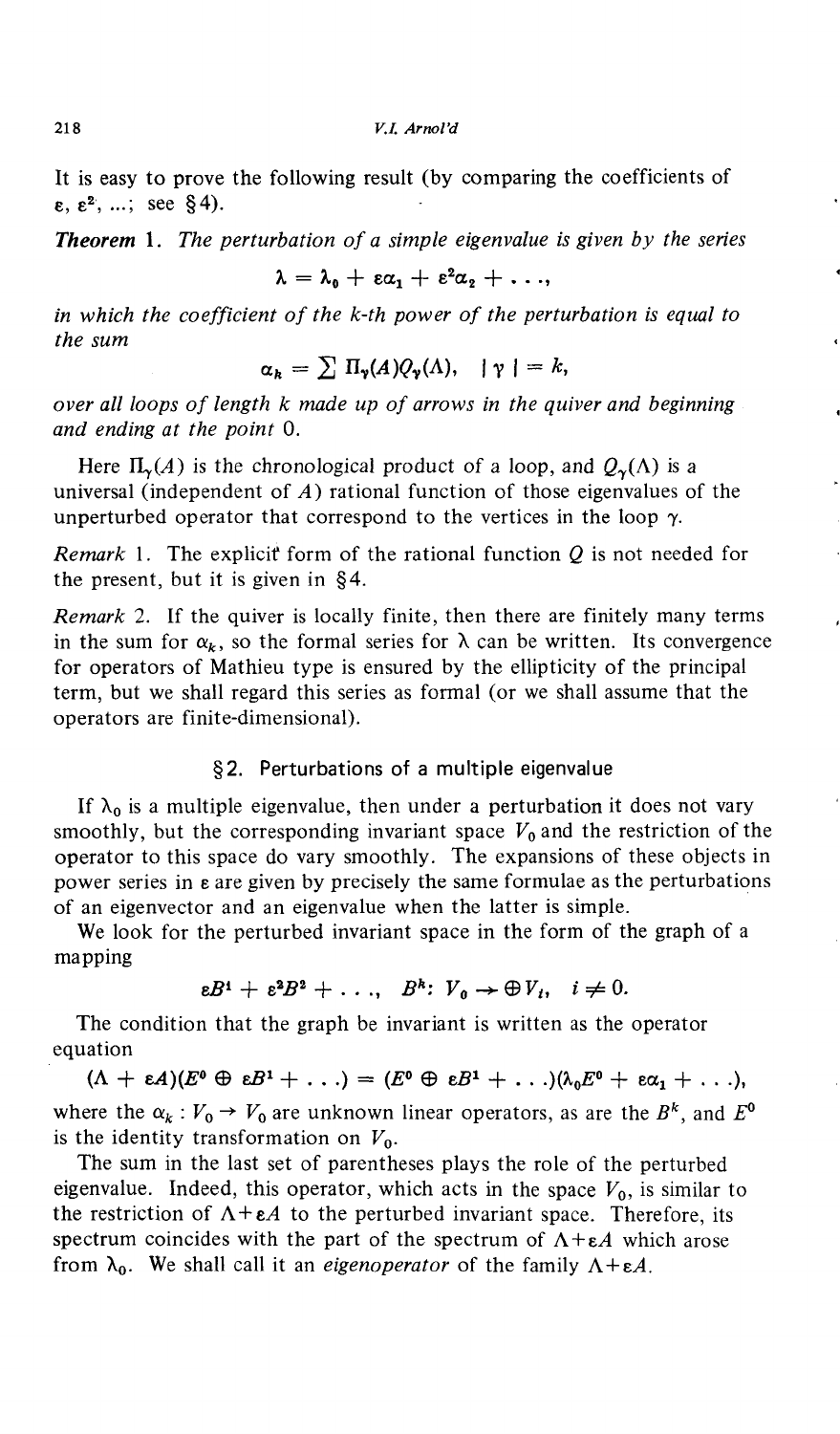It is easy to prove the following result (by comparing the coefficients of $\varepsilon, \varepsilon^2, \ldots$; see §4).

***Theorem* 1.** *The perturbation of a simple eigenvalue is given by the series*

$$\lambda = \lambda_0 + \varepsilon\alpha_1 + \varepsilon^2\alpha_2 + \ldots,$$

*in which the coefficient of the k-th power of the perturbation is equal to the sum*

$$\alpha_k = \sum \Pi_\gamma(A)Q_\gamma(\Lambda), \quad |\gamma| = k,$$

*over all loops of length k made up of arrows in the quiver and beginning and ending at the point* 0.

Here $\Pi_\gamma(A)$ is the chronological product of a loop, and $Q_\gamma(\Lambda)$ is a universal (independent of $A$) rational function of those eigenvalues of the unperturbed operator that correspond to the vertices in the loop $\gamma$.

*Remark* 1. The explicit form of the rational function $Q$ is not needed for the present, but it is given in §4.

*Remark* 2. If the quiver is locally finite, then there are finitely many terms in the sum for $\alpha_k$, so the formal series for $\lambda$ can be written. Its convergence for operators of Mathieu type is ensured by the ellipticity of the principal term, but we shall regard this series as formal (or we shall assume that the operators are finite-dimensional).

## §2. Perturbations of a multiple eigenvalue

If $\lambda_0$ is a multiple eigenvalue, then under a perturbation it does not vary smoothly, but the corresponding invariant space $V_0$ and the restriction of the operator to this space do vary smoothly. The expansions of these objects in power series in $\varepsilon$ are given by precisely the same formulae as the perturbations of an eigenvector and an eigenvalue when the latter is simple.

We look for the perturbed invariant space in the form of the graph of a mapping

$$\varepsilon B^1 + \varepsilon^2 B^2 + \ldots, \quad B^k\colon V_0 \to \oplus V_i, \quad i \neq 0.$$

The condition that the graph be invariant is written as the operator equation

$$(\Lambda + \varepsilon A)(E^0 \oplus \varepsilon B^1 + \ldots) = (E^0 \oplus \varepsilon B^1 + \ldots)(\lambda_0 E^0 + \varepsilon\alpha_1 + \ldots),$$

where the $\alpha_k : V_0 \to V_0$ are unknown linear operators, as are the $B^k$, and $E^0$ is the identity transformation on $V_0$.

The sum in the last set of parentheses plays the role of the perturbed eigenvalue. Indeed, this operator, which acts in the space $V_0$, is similar to the restriction of $\Lambda + \varepsilon A$ to the perturbed invariant space. Therefore, its spectrum coincides with the part of the spectrum of $\Lambda + \varepsilon A$ which arose from $\lambda_0$. We shall call it an *eigenoperator* of the family $\Lambda + \varepsilon A$.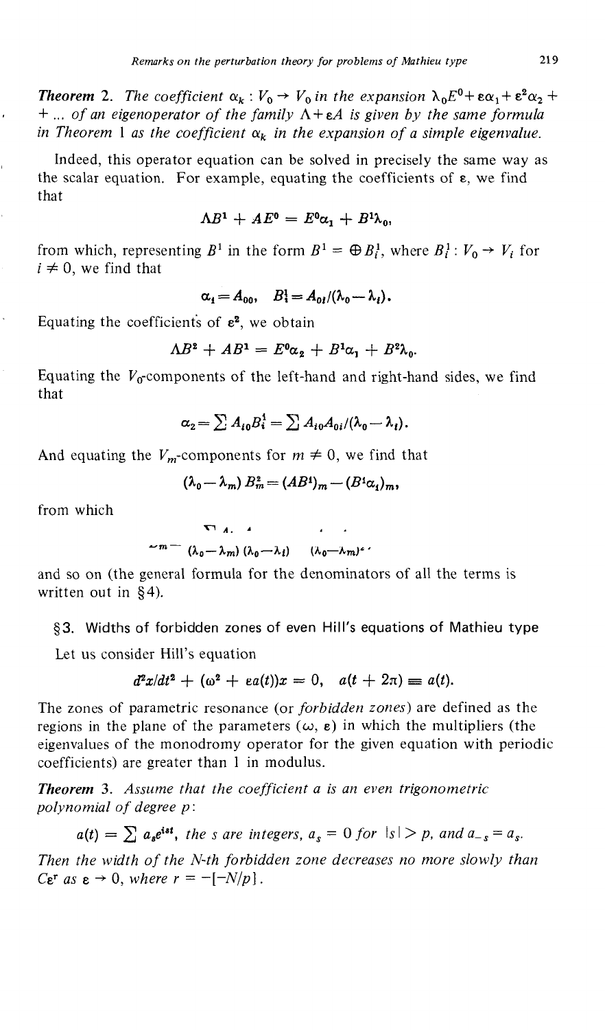**Theorem 2.** *The coefficient $\alpha_k : V_0 \to V_0$ in the expansion $\lambda_0 E^0 + \varepsilon\alpha_1 + \varepsilon^2\alpha_2 + \ldots$ of an eigenoperator of the family $\Lambda + \varepsilon A$ is given by the same formula in Theorem 1 as the coefficient $\alpha_k$ in the expansion of a simple eigenvalue.*

Indeed, this operator equation can be solved in precisely the same way as the scalar equation. For example, equating the coefficients of $\varepsilon$, we find that

$$\Lambda B^1 + AE^0 = E^0\alpha_1 + B^1\lambda_0,$$

from which, representing $B^1$ in the form $B^1 = \oplus B_i^1$, where $B_i^1 : V_0 \to V_i$ for $i \neq 0$, we find that

$$\alpha_1 = A_{00}, \quad B_i^1 = A_{0i}/(\lambda_0 - \lambda_i).$$

Equating the coefficients of $\varepsilon^2$, we obtain

$$\Lambda B^2 + AB^1 = E^0\alpha_2 + B^1\alpha_1 + B^2\lambda_0.$$

Equating the $V_0$-components of the left-hand and right-hand sides, we find that

$$\alpha_2 = \sum A_{i0}B_i^1 = \sum A_{i0}A_{0i}/(\lambda_0 - \lambda_i).$$

And equating the $V_m$-components for $m \neq 0$, we find that

$$(\lambda_0 - \lambda_m)B_m^2 = (AB^1)_m - (B^1\alpha_1)_m,$$

from which

$$B_m^2 = \sum \frac{A_{mi}A_{i0}}{(\lambda_0 - \lambda_m)(\lambda_0 - \lambda_i)} - \frac{A_{m0}A_{00}}{(\lambda_0 - \lambda_m)^2},$$

and so on (the general formula for the denominators of all the terms is written out in §4).

## §3. Widths of forbidden zones of even Hill's equations of Mathieu type

Let us consider Hill's equation

$$d^2x/dt^2 + (\omega^2 + \varepsilon a(t))x = 0, \quad a(t + 2\pi) \equiv a(t).$$

The zones of parametric resonance (or *forbidden zones*) are defined as the regions in the plane of the parameters $(\omega, \varepsilon)$ in which the multipliers (the eigenvalues of the monodromy operator for the given equation with periodic coefficients) are greater than 1 in modulus.

**Theorem 3.** *Assume that the coefficient $a$ is an even trigonometric polynomial of degree $p$:*

$$a(t) = \sum a_s e^{ist}, \text{ the } s \text{ are integers, } a_s = 0 \text{ for } |s| > p, \text{ and } a_{-s} = a_s.$$

*Then the width of the $N$-th forbidden zone decreases no more slowly than $C\varepsilon^r$ as $\varepsilon \to 0$, where $r = -[-N/p]$.*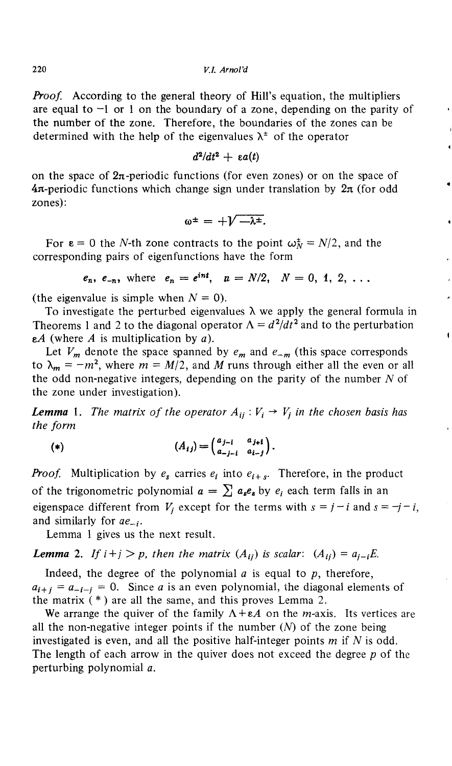*Proof.* According to the general theory of Hill's equation, the multipliers are equal to −1 or 1 on the boundary of a zone, depending on the parity of the number of the zone. Therefore, the boundaries of the zones can be determined with the help of the eigenvalues $\lambda^{\pm}$ of the operator

$$d^2/dt^2 + \varepsilon a(t)$$

on the space of $2\pi$-periodic functions (for even zones) or on the space of $4\pi$-periodic functions which change sign under translation by $2\pi$ (for odd zones):

$$\omega^{\pm} = +\sqrt{-\lambda^{\pm}}.$$

For $\varepsilon = 0$ the $N$-th zone contracts to the point $\omega_N^{\pm} = N/2$, and the corresponding pairs of eigenfunctions have the form

$$e_n, \; e_{-n}, \text{ where } e_n = e^{int}, \quad n = N/2, \quad N = 0, 1, 2, \ldots$$

(the eigenvalue is simple when $N = 0$).

To investigate the perturbed eigenvalues $\lambda$ we apply the general formula in Theorems 1 and 2 to the diagonal operator $\Lambda = d^2/dt^2$ and to the perturbation $\varepsilon A$ (where $A$ is multiplication by $a$).

Let $V_m$ denote the space spanned by $e_m$ and $e_{-m}$ (this space corresponds to $\lambda_m = -m^2$, where $m = M/2$, and $M$ runs through either all the even or all the odd non-negative integers, depending on the parity of the number $N$ of the zone under investigation).

***Lemma* 1.** *The matrix of the operator $A_{ij} : V_i \to V_j$ in the chosen basis has the form*

$$(*) \qquad (A_{ij}) = \begin{pmatrix} a_{j-i} & a_{j+i} \\ a_{-j-i} & a_{i-j} \end{pmatrix}.$$

*Proof.* Multiplication by $e_s$ carries $e_i$ into $e_{i+s}$. Therefore, in the product of the trigonometric polynomial $a = \sum a_s e_s$ by $e_i$ each term falls in an eigenspace different from $V_j$ except for the terms with $s = j - i$ and $s = -j - i$, and similarly for $ae_{-i}$.

Lemma 1 gives us the next result.

***Lemma* 2.** *If $i + j > p$, then the matrix $(A_{ij})$ is scalar: $(A_{ij}) = a_{j-i}E$.*

Indeed, the degree of the polynomial $a$ is equal to $p$, therefore, $a_{i+j} = a_{-i-j} = 0$. Since $a$ is an even polynomial, the diagonal elements of the matrix ( * ) are all the same, and this proves Lemma 2.

We arrange the quiver of the family $\Lambda + \varepsilon A$ on the $m$-axis. Its vertices are all the non-negative integer points if the number $(N)$ of the zone being investigated is even, and all the positive half-integer points $m$ if $N$ is odd. The length of each arrow in the quiver does not exceed the degree $p$ of the perturbing polynomial $a$.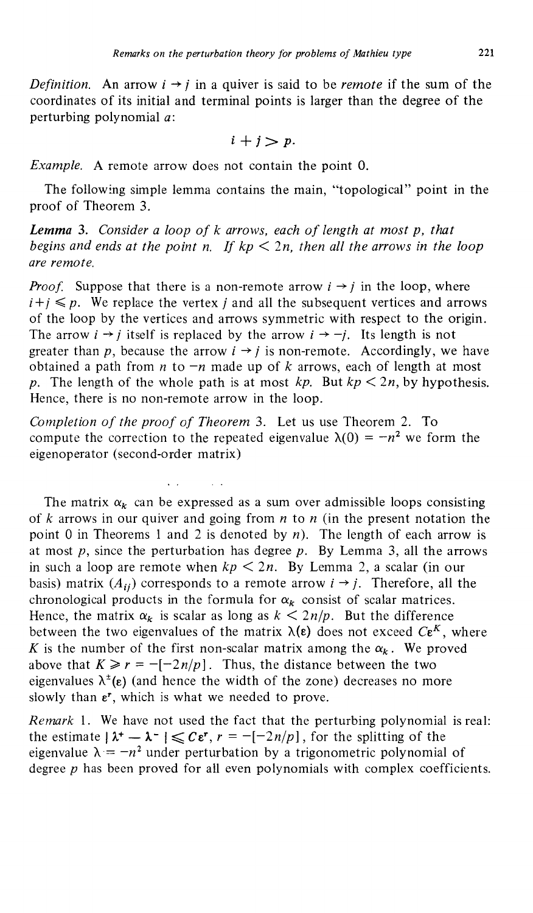*Definition.* An arrow $i \to j$ in a quiver is said to be *remote* if the sum of the coordinates of its initial and terminal points is larger than the degree of the perturbing polynomial $a$:

$$i + j > p.$$

*Example.* A remote arrow does not contain the point 0.

The following simple lemma contains the main, "topological" point in the proof of Theorem 3.

***Lemma* 3.** *Consider a loop of $k$ arrows, each of length at most $p$, that begins and ends at the point $n$. If $kp < 2n$, then all the arrows in the loop are remote.*

*Proof.* Suppose that there is a non-remote arrow $i \to j$ in the loop, where $i + j \leqslant p$. We replace the vertex $j$ and all the subsequent vertices and arrows of the loop by the vertices and arrows symmetric with respect to the origin. The arrow $i \to j$ itself is replaced by the arrow $i \to -j$. Its length is not greater than $p$, because the arrow $i \to j$ is non-remote. Accordingly, we have obtained a path from $n$ to $-n$ made up of $k$ arrows, each of length at most $p$. The length of the whole path is at most $kp$. But $kp < 2n$, by hypothesis. Hence, there is no non-remote arrow in the loop.

*Completion of the proof of Theorem* 3. Let us use Theorem 2. To compute the correction to the repeated eigenvalue $\lambda(0) = -n^2$ we form the eigenoperator (second-order matrix)

The matrix $\alpha_k$ can be expressed as a sum over admissible loops consisting of $k$ arrows in our quiver and going from $n$ to $n$ (in the present notation the point 0 in Theorems 1 and 2 is denoted by $n$). The length of each arrow is at most $p$, since the perturbation has degree $p$. By Lemma 3, all the arrows in such a loop are remote when $kp < 2n$. By Lemma 2, a scalar (in our basis) matrix $(A_{ij})$ corresponds to a remote arrow $i \to j$. Therefore, all the chronological products in the formula for $\alpha_k$ consist of scalar matrices. Hence, the matrix $\alpha_k$ is scalar as long as $k < 2n/p$. But the difference between the two eigenvalues of the matrix $\lambda(\varepsilon)$ does not exceed $C\varepsilon^K$, where $K$ is the number of the first non-scalar matrix among the $\alpha_k$. We proved above that $K \geqslant r = -[-2n/p]$. Thus, the distance between the two eigenvalues $\lambda^{\pm}(\varepsilon)$ (and hence the width of the zone) decreases no more slowly than $\varepsilon^r$, which is what we needed to prove.

*Remark* 1. We have not used the fact that the perturbing polynomial is real: the estimate $|\lambda^+ - \lambda^-| \leqslant C\varepsilon^r$, $r = -[-2n/p]$, for the splitting of the eigenvalue $\lambda = -n^2$ under perturbation by a trigonometric polynomial of degree $p$ has been proved for all even polynomials with complex coefficients.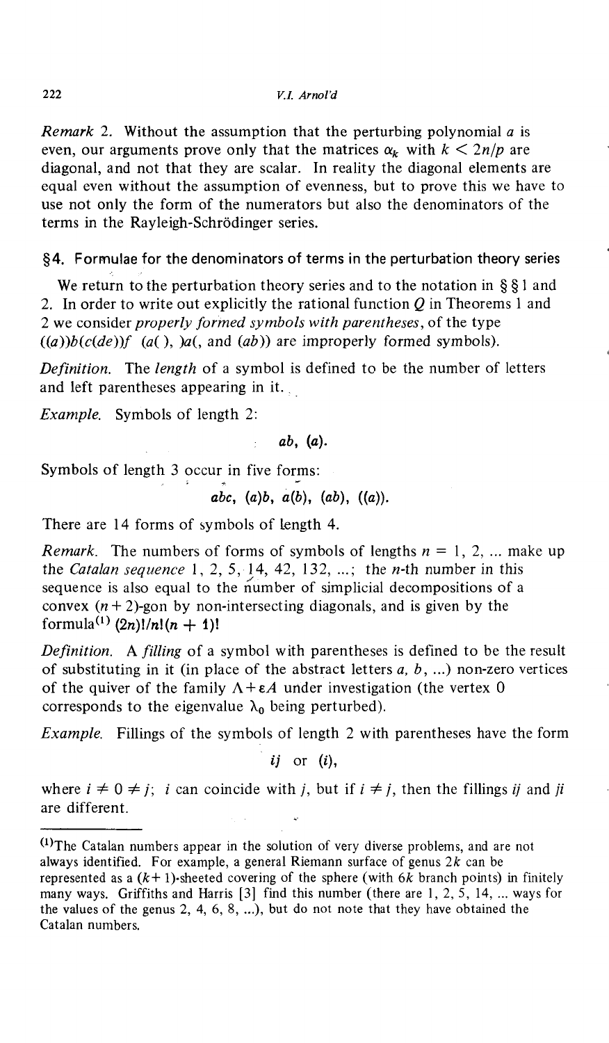*Remark* 2. Without the assumption that the perturbing polynomial $a$ is even, our arguments prove only that the matrices $\alpha_k$ with $k < 2n/p$ are diagonal, and not that they are scalar. In reality the diagonal elements are equal even without the assumption of evenness, but to prove this we have to use not only the form of the numerators but also the denominators of the terms in the Rayleigh-Schrödinger series.

## §4. Formulae for the denominators of terms in the perturbation theory series

We return to the perturbation theory series and to the notation in §§1 and 2. In order to write out explicitly the rational function $Q$ in Theorems 1 and 2 we consider *properly formed symbols with parentheses*, of the type $((a))b(c(de))f$ $(a(\,),\ )a(,$ and $(ab))$ are improperly formed symbols).

*Definition.* The *length* of a symbol is defined to be the number of letters and left parentheses appearing in it.

*Example.* Symbols of length 2:

$$ab,\ (a).$$

Symbols of length 3 occur in five forms:

$$abc,\ (a)b,\ a(b),\ (ab),\ ((a)).$$

There are 14 forms of symbols of length 4.

*Remark.* The numbers of forms of symbols of lengths $n = 1, 2, \ldots$ make up the *Catalan sequence* 1, 2, 5, 14, 42, 132, ...; the $n$-th number in this sequence is also equal to the number of simplicial decompositions of a convex $(n+2)$-gon by non-intersecting diagonals, and is given by the formula[1] $(2n)!/n!(n+1)!$

*Definition.* A *filling* of a symbol with parentheses is defined to be the result of substituting in it (in place of the abstract letters $a, b, \ldots$) non-zero vertices of the quiver of the family $\Lambda + \varepsilon A$ under investigation (the vertex 0 corresponds to the eigenvalue $\lambda_0$ being perturbed).

*Example.* Fillings of the symbols of length 2 with parentheses have the form

$$ij \text{ or } (i),$$

where $i \neq 0 \neq j$; $i$ can coincide with $j$, but if $i \neq j$, then the fillings $ij$ and $ji$ are different.

---

[1] The Catalan numbers appear in the solution of very diverse problems, and are not always identified. For example, a general Riemann surface of genus $2k$ can be represented as a $(k+1)$-sheeted covering of the sphere (with $6k$ branch points) in finitely many ways. Griffiths and Harris [3] find this number (there are 1, 2, 5, 14, ... ways for the values of the genus 2, 4, 6, 8, ...), but do not note that they have obtained the Catalan numbers.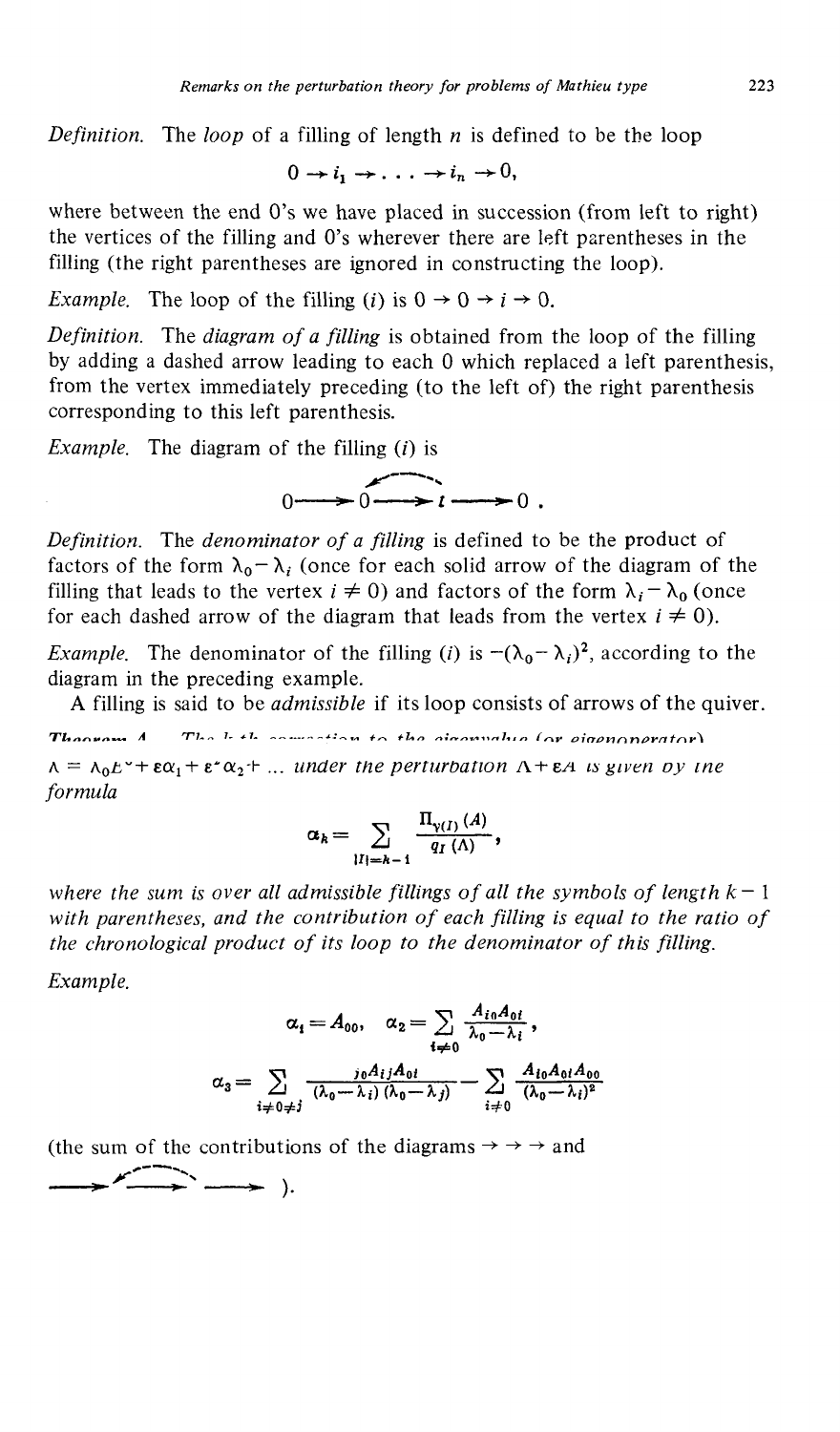*Definition.* The *loop* of a filling of length $n$ is defined to be the loop

$$0 \to i_1 \to \ldots \to i_n \to 0,$$

where between the end 0's we have placed in succession (from left to right) the vertices of the filling and 0's wherever there are left parentheses in the filling (the right parentheses are ignored in constructing the loop).

*Example.* The loop of the filling $(i)$ is $0 \to 0 \to i \to 0$.

*Definition.* The *diagram of a filling* is obtained from the loop of the filling by adding a dashed arrow leading to each 0 which replaced a left parenthesis, from the vertex immediately preceding (to the left of) the right parenthesis corresponding to this left parenthesis.

*Example.* The diagram of the filling $(i)$ is

$$0 \longrightarrow 0 \longrightarrow i \longrightarrow 0 .$$

(with a dashed arrow from $i$ to the second 0)

*Definition.* The *denominator of a filling* is defined to be the product of factors of the form $\lambda_0 - \lambda_i$ (once for each solid arrow of the diagram of the filling that leads to the vertex $i \neq 0$) and factors of the form $\lambda_i - \lambda_0$ (once for each dashed arrow of the diagram that leads from the vertex $i \neq 0$).

*Example.* The denominator of the filling $(i)$ is $-(\lambda_0 - \lambda_i)^2$, according to the diagram in the preceding example.

A filling is said to be *admissible* if its loop consists of arrows of the quiver.

**Theorem 4.** *The k-th correction to the eigenvalue (or eigenoperator)* $\Lambda = \lambda_0 E^0 + \varepsilon\alpha_1 + \varepsilon^2\alpha_2 + \ldots$ *under the perturbation* $\Lambda + \varepsilon A$ *is given by the formula*

$$\alpha_k = \sum_{|I| = k-1} \frac{\Pi_{\gamma(I)}(A)}{q_I(\Lambda)},$$

*where the sum is over all admissible fillings of all the symbols of length* $k-1$ *with parentheses, and the contribution of each filling is equal to the ratio of the chronological product of its loop to the denominator of this filling.*

*Example.*

$$\alpha_1 = A_{00}, \quad \alpha_2 = \sum_{i \neq 0} \frac{A_{i0}A_{0i}}{\lambda_0 - \lambda_i},$$

$$\alpha_3 = \sum_{i \neq 0 \neq j} \frac{{}_{j0}A_{ij}A_{0i}}{(\lambda_0 - \lambda_i)(\lambda_0 - \lambda_j)} - \sum_{i \neq 0} \frac{A_{i0}A_{0i}A_{00}}{(\lambda_0 - \lambda_i)^2}$$

(the sum of the contributions of the diagrams $\to \to \to$ and $\longrightarrow \longrightarrow \longrightarrow$ with a dashed arrow over the middle arrow).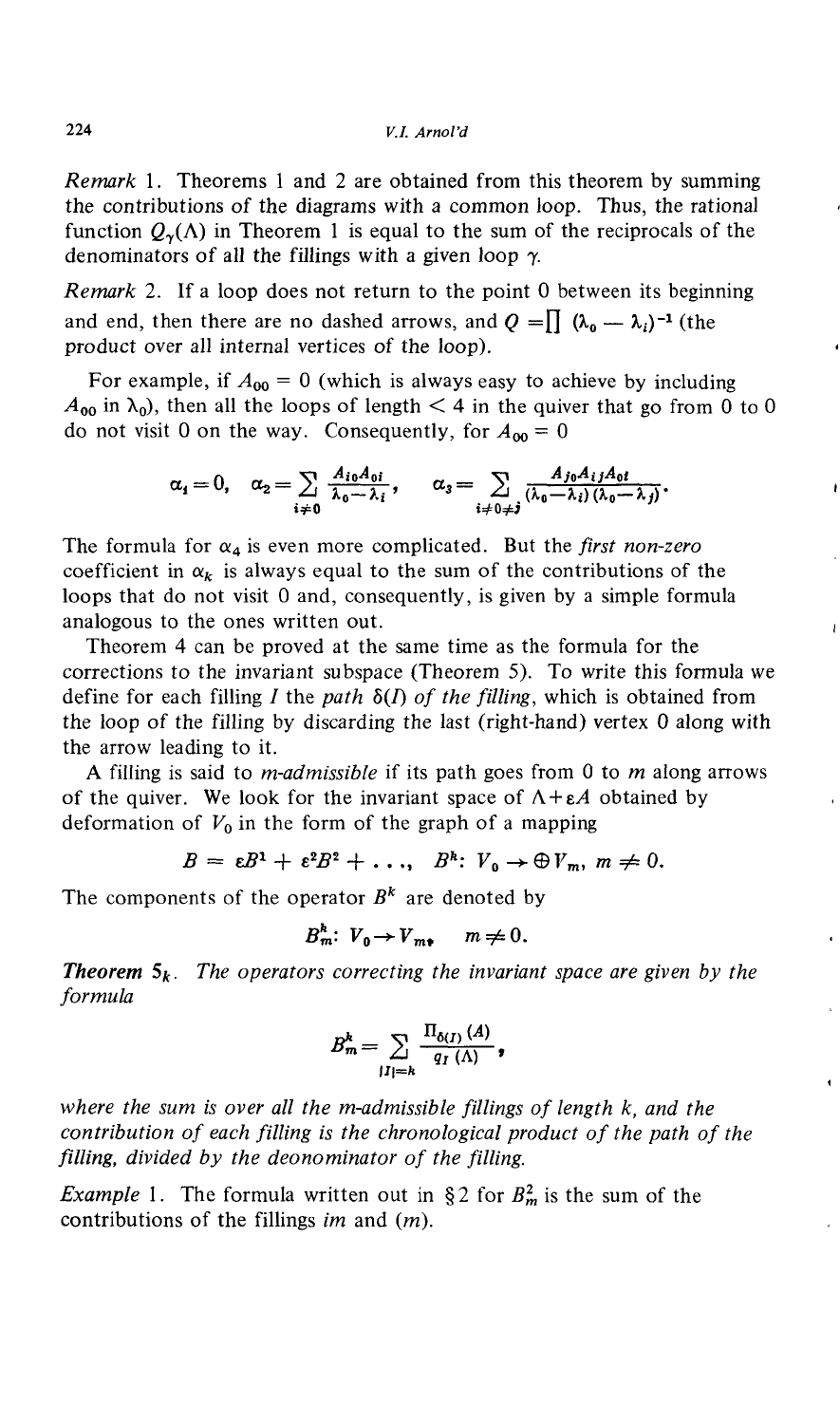*Remark* 1. Theorems 1 and 2 are obtained from this theorem by summing the contributions of the diagrams with a common loop. Thus, the rational function $Q_\gamma(\Lambda)$ in Theorem 1 is equal to the sum of the reciprocals of the denominators of all the fillings with a given loop $\gamma$.

*Remark* 2. If a loop does not return to the point 0 between its beginning and end, then there are no dashed arrows, and $Q = \prod (\lambda_0 - \lambda_i)^{-1}$ (the product over all internal vertices of the loop).

For example, if $A_{00} = 0$ (which is always easy to achieve by including $A_{00}$ in $\lambda_0$), then all the loops of length $< 4$ in the quiver that go from 0 to 0 do not visit 0 on the way. Consequently, for $A_{00} = 0$

$$\alpha_1 = 0, \quad \alpha_2 = \sum_{i \neq 0} \frac{A_{i0}A_{0i}}{\lambda_0 - \lambda_i}, \quad \alpha_3 = \sum_{i \neq 0 \neq j} \frac{A_{j0}A_{ij}A_{0i}}{(\lambda_0 - \lambda_i)(\lambda_0 - \lambda_j)}.$$

The formula for $\alpha_4$ is even more complicated. But the *first non-zero* coefficient in $\alpha_k$ is always equal to the sum of the contributions of the loops that do not visit 0 and, consequently, is given by a simple formula analogous to the ones written out.

Theorem 4 can be proved at the same time as the formula for the corrections to the invariant subspace (Theorem 5). To write this formula we define for each filling $I$ the *path* $\delta(I)$ *of the filling*, which is obtained from the loop of the filling by discarding the last (right-hand) vertex 0 along with the arrow leading to it.

A filling is said to *m-admissible* if its path goes from 0 to $m$ along arrows of the quiver. We look for the invariant space of $\Lambda + \varepsilon A$ obtained by deformation of $V_0$ in the form of the graph of a mapping

$$B = \varepsilon B^1 + \varepsilon^2 B^2 + \ldots, \quad B^k \colon V_0 \to \oplus V_m, \; m \neq 0.$$

The components of the operator $B^k$ are denoted by

$$B_m^k \colon V_0 \to V_m, \quad m \neq 0.$$

***Theorem*** $5_k$. *The operators correcting the invariant space are given by the formula*

$$B_m^k = \sum_{|I| = k} \frac{\Pi_{\delta(I)}(A)}{q_I(\Lambda)},$$

*where the sum is over all the m-admissible fillings of length k, and the contribution of each filling is the chronological product of the path of the filling, divided by the deonominator of the filling.*

*Example* 1. The formula written out in §2 for $B_m^2$ is the sum of the contributions of the fillings $im$ and $(m)$.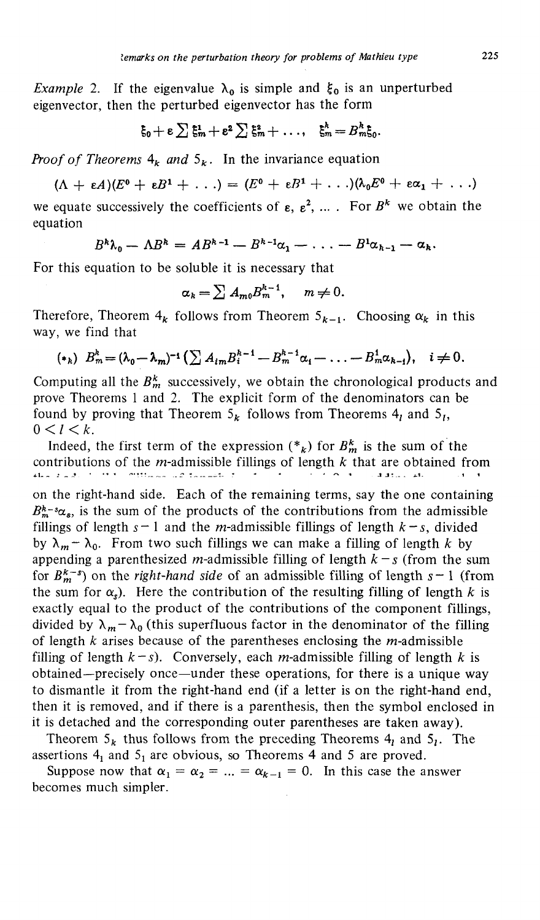*Example* 2. If the eigenvalue $\lambda_0$ is simple and $\xi_0$ is an unperturbed eigenvector, then the perturbed eigenvector has the form

$$\xi_0 + \varepsilon \sum \xi_m^1 + \varepsilon^2 \sum \xi_m^2 + \ldots, \quad \xi_m^k = B_m^k \xi_0.$$

*Proof of Theorems* $4_k$ *and* $5_k$. In the invariance equation

$$(\Lambda + \varepsilon A)(E^0 + \varepsilon B^1 + \ldots) = (E^0 + \varepsilon B^1 + \ldots)(\lambda_0 E^0 + \varepsilon \alpha_1 + \ldots)$$

we equate successively the coefficients of $\varepsilon$, $\varepsilon^2$, ... . For $B^k$ we obtain the equation

$$B^k \lambda_0 - \Lambda B^k = A B^{k-1} - B^{k-1}\alpha_1 - \ldots - B^1 \alpha_{k-1} - \alpha_k.$$

For this equation to be soluble it is necessary that

$$\alpha_k = \sum A_{m0} B_m^{k-1}, \quad m \neq 0.$$

Therefore, Theorem $4_k$ follows from Theorem $5_{k-1}$. Choosing $\alpha_k$ in this way, we find that

$$(*_k) \quad B_m^k = (\lambda_0 - \lambda_m)^{-1} \left( \sum A_{im} B_i^{k-1} - B_m^{k-1}\alpha_1 - \ldots - B_m^1 \alpha_{k-1} \right), \quad i \neq 0.$$

Computing all the $B_m^k$ successively, we obtain the chronological products and prove Theorems 1 and 2. The explicit form of the denominators can be found by proving that Theorem $5_k$ follows from Theorems $4_l$ and $5_l$, $0 < l < k$.

Indeed, the first term of the expression $(*_k)$ for $B_m^k$ is the sum of the contributions of the $m$-admissible fillings of length $k$ that are obtained from the i-admissible fillings of length k-1 by appending the letter A on the right-hand side. Each of the remaining terms, say the one containing $B_m^{k-s}\alpha_s$, is the sum of the products of the contributions from the admissible fillings of length $s-1$ and the $m$-admissible fillings of length $k-s$, divided by $\lambda_m - \lambda_0$. From two such fillings we can make a filling of length $k$ by appending a parenthesized $m$-admissible filling of length $k-s$ (from the sum for $B_m^{k-s}$) on the *right-hand side* of an admissible filling of length $s-1$ (from the sum for $\alpha_s$). Here the contribution of the resulting filling of length $k$ is exactly equal to the product of the contributions of the component fillings, divided by $\lambda_m - \lambda_0$ (this superfluous factor in the denominator of the filling of length $k$ arises because of the parentheses enclosing the $m$-admissible filling of length $k-s$). Conversely, each $m$-admissible filling of length $k$ is obtained—precisely once—under these operations, for there is a unique way to dismantle it from the right-hand end (if a letter is on the right-hand end, then it is removed, and if there is a parenthesis, then the symbol enclosed in it is detached and the corresponding outer parentheses are taken away).

Theorem $5_k$ thus follows from the preceding Theorems $4_l$ and $5_l$. The assertions $4_1$ and $5_1$ are obvious, so Theorems 4 and 5 are proved.

Suppose now that $\alpha_1 = \alpha_2 = \ldots = \alpha_{k-1} = 0$. In this case the answer becomes much simpler.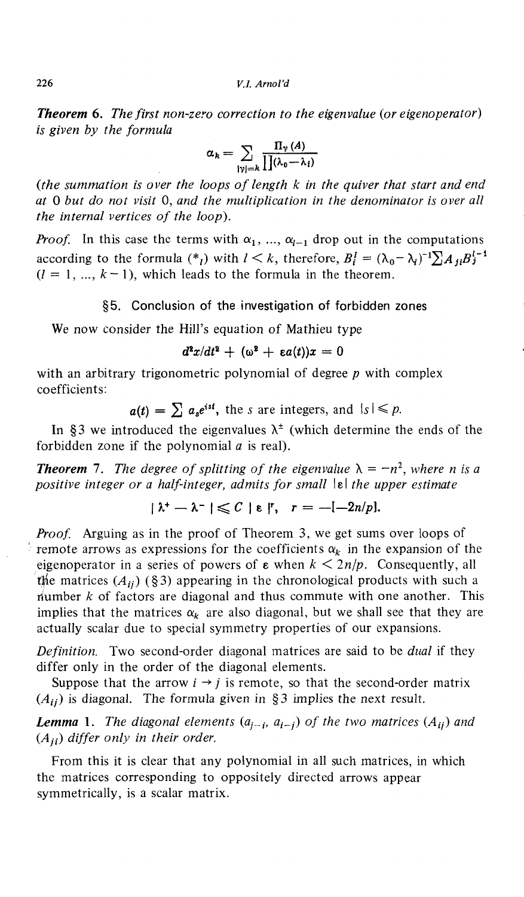***Theorem* 6.** *The first non-zero correction to the eigenvalue (or eigenoperator) is given by the formula*

$$\alpha_k = \sum_{|\gamma|=k} \frac{\Pi_\gamma(A)}{\prod(\lambda_0 - \lambda_i)}$$

*(the summation is over the loops of length k in the quiver that start and end at 0 but do not visit 0, and the multiplication in the denominator is over all the internal vertices of the loop).*

*Proof.* In this case the terms with $\alpha_1, \ldots, \alpha_{l-1}$ drop out in the computations according to the formula $(*_l)$ with $l < k$, therefore, $B_i^l = (\lambda_0 - \lambda_i)^{-1} \sum A_{ji} B_j^{l-1}$ $(l = 1, \ldots, k-1)$, which leads to the formula in the theorem.

## §5. Conclusion of the investigation of forbidden zones

We now consider the Hill's equation of Mathieu type

$$d^2x/dt^2 + (\omega^2 + \varepsilon a(t))x = 0$$

with an arbitrary trigonometric polynomial of degree $p$ with complex coefficients:

$$a(t) = \sum a_s e^{ist}, \text{ the } s \text{ are integers, and } |s| \leqslant p.$$

In §3 we introduced the eigenvalues $\lambda^\pm$ (which determine the ends of the forbidden zone if the polynomial $a$ is real).

***Theorem* 7.** *The degree of splitting of the eigenvalue $\lambda = -n^2$, where $n$ is a positive integer or a half-integer, admits for small $|\varepsilon|$ the upper estimate*

$$|\lambda^+ - \lambda^-| \leqslant C\, |\varepsilon|^r, \quad r = -[-2n/p].$$

*Proof.* Arguing as in the proof of Theorem 3, we get sums over loops of remote arrows as expressions for the coefficients $\alpha_k$ in the expansion of the eigenoperator in a series of powers of $\varepsilon$ when $k < 2n/p$. Consequently, all the matrices $(A_{ij})$ (§3) appearing in the chronological products with such a number $k$ of factors are diagonal and thus commute with one another. This implies that the matrices $\alpha_k$ are also diagonal, but we shall see that they are actually scalar due to special symmetry properties of our expansions.

*Definition.* Two second-order diagonal matrices are said to be *dual* if they differ only in the order of the diagonal elements.

Suppose that the arrow $i \to j$ is remote, so that the second-order matrix $(A_{ij})$ is diagonal. The formula given in §3 implies the next result.

***Lemma* 1.** *The diagonal elements $(a_{j-i}, a_{i-j})$ of the two matrices $(A_{ij})$ and $(A_{ji})$ differ only in their order.*

From this it is clear that any polynomial in all such matrices, in which the matrices corresponding to oppositely directed arrows appear symmetrically, is a scalar matrix.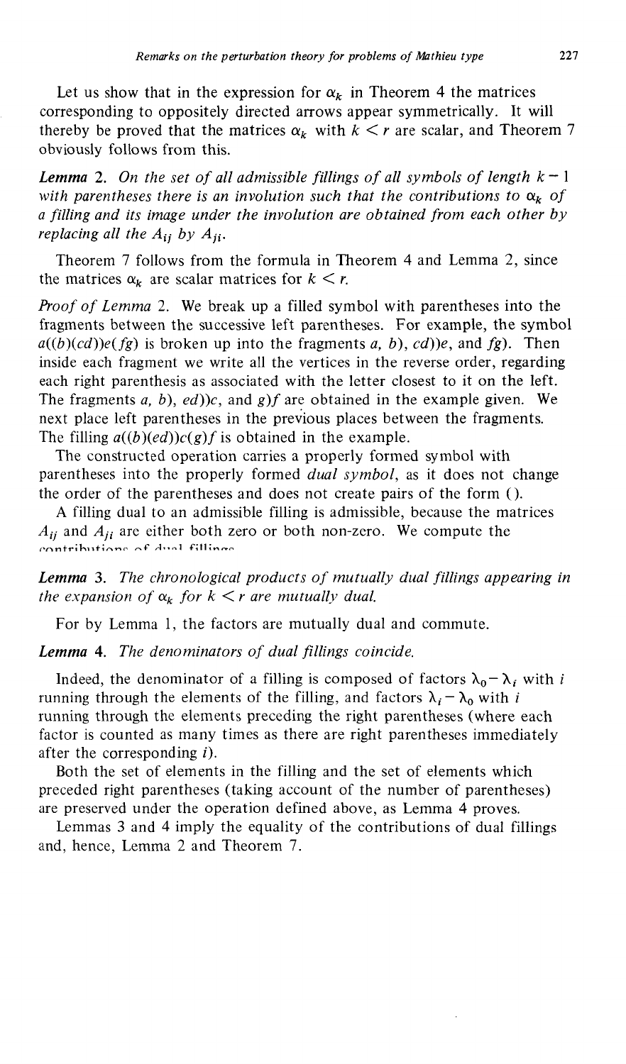Let us show that in the expression for $\alpha_k$ in Theorem 4 the matrices corresponding to oppositely directed arrows appear symmetrically. It will thereby be proved that the matrices $\alpha_k$ with $k < r$ are scalar, and Theorem 7 obviously follows from this.

***Lemma* 2.** *On the set of all admissible fillings of all symbols of length $k-1$ with parentheses there is an involution such that the contributions to $\alpha_k$ of a filling and its image under the involution are obtained from each other by replacing all the $A_{ij}$ by $A_{ji}$.*

Theorem 7 follows from the formula in Theorem 4 and Lemma 2, since the matrices $\alpha_k$ are scalar matrices for $k < r$.

*Proof of Lemma* 2. We break up a filled symbol with parentheses into the fragments between the successive left parentheses. For example, the symbol $a((b)(cd))e(fg)$ is broken up into the fragments $a$, $b)$, $cd))e$, and $fg)$. Then inside each fragment we write all the vertices in the reverse order, regarding each right parenthesis as associated with the letter closest to it on the left. The fragments $a$, $b)$, $ed))c$, and $g)f$ are obtained in the example given. We next place left parentheses in the previous places between the fragments. The filling $a((b)(ed))c(g)f$ is obtained in the example.

The constructed operation carries a properly formed symbol with parentheses into the properly formed *dual symbol*, as it does not change the order of the parentheses and does not create pairs of the form ( ).

A filling dual to an admissible filling is admissible, because the matrices $A_{ij}$ and $A_{ji}$ are either both zero or both non-zero. We compute the contributions of dual fillings.

***Lemma* 3.** *The chronological products of mutually dual fillings appearing in the expansion of $\alpha_k$ for $k < r$ are mutually dual.*

For by Lemma 1, the factors are mutually dual and commute.

***Lemma* 4.** *The denominators of dual fillings coincide.*

Indeed, the denominator of a filling is composed of factors $\lambda_0 - \lambda_i$ with $i$ running through the elements of the filling, and factors $\lambda_i - \lambda_0$ with $i$ running through the elements preceding the right parentheses (where each factor is counted as many times as there are right parentheses immediately after the corresponding $i$).

Both the set of elements in the filling and the set of elements which preceded right parentheses (taking account of the number of parentheses) are preserved under the operation defined above, as Lemma 4 proves.

Lemmas 3 and 4 imply the equality of the contributions of dual fillings and, hence, Lemma 2 and Theorem 7.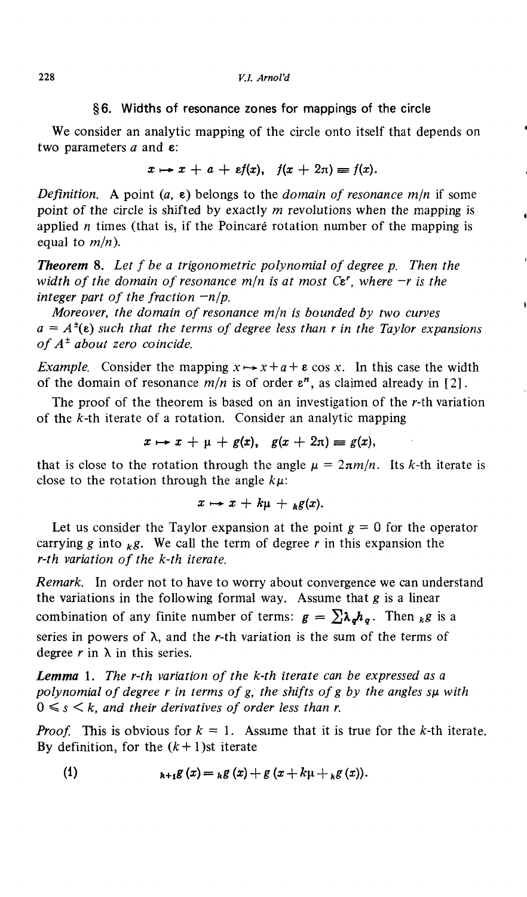## §6. Widths of resonance zones for mappings of the circle

We consider an analytic mapping of the circle onto itself that depends on two parameters $a$ and $\varepsilon$:

$$x \mapsto x + a + \varepsilon f(x), \quad f(x + 2\pi) \equiv f(x).$$

*Definition.* A point $(a, \varepsilon)$ belongs to the *domain of resonance* $m/n$ if some point of the circle is shifted by exactly $m$ revolutions when the mapping is applied $n$ times (that is, if the Poincaré rotation number of the mapping is equal to $m/n$).

***Theorem*** 8. *Let $f$ be a trigonometric polynomial of degree $p$. Then the width of the domain of resonance $m/n$ is at most $C\varepsilon^r$, where $-r$ is the integer part of the fraction $-n/p$.*

*Moreover, the domain of resonance $m/n$ is bounded by two curves $a = A^{\pm}(\varepsilon)$ such that the terms of degree less than $r$ in the Taylor expansions of $A^{\pm}$ about zero coincide.*

*Example.* Consider the mapping $x \mapsto x + a + \varepsilon \cos x$. In this case the width of the domain of resonance $m/n$ is of order $\varepsilon^n$, as claimed already in [2].

The proof of the theorem is based on an investigation of the $r$-th variation of the $k$-th iterate of a rotation. Consider an analytic mapping

$$x \mapsto x + \mu + g(x), \quad g(x + 2\pi) \equiv g(x),$$

that is close to the rotation through the angle $\mu = 2\pi m/n$. Its $k$-th iterate is close to the rotation through the angle $k\mu$:

$$x \mapsto x + k\mu + {}_k g(x).$$

Let us consider the Taylor expansion at the point $g = 0$ for the operator carrying $g$ into ${}_k g$. We call the term of degree $r$ in this expansion the *$r$-th variation of the $k$-th iterate.*

*Remark.* In order not to have to worry about convergence we can understand the variations in the following formal way. Assume that $g$ is a linear combination of any finite number of terms: $g = \sum \lambda_q h_q$. Then ${}_k g$ is a series in powers of $\lambda$, and the $r$-th variation is the sum of the terms of degree $r$ in $\lambda$ in this series.

***Lemma*** 1. *The $r$-th variation of the $k$-th iterate can be expressed as a polynomial of degree $r$ in terms of $g$, the shifts of $g$ by the angles $s\mu$ with $0 \leqslant s < k$, and their derivatives of order less than $r$.*

*Proof.* This is obvious for $k = 1$. Assume that it is true for the $k$-th iterate. By definition, for the $(k+1)$st iterate

$$(1) \qquad {}_{k+1}g(x) = {}_k g(x) + g(x + k\mu + {}_k g(x)).$$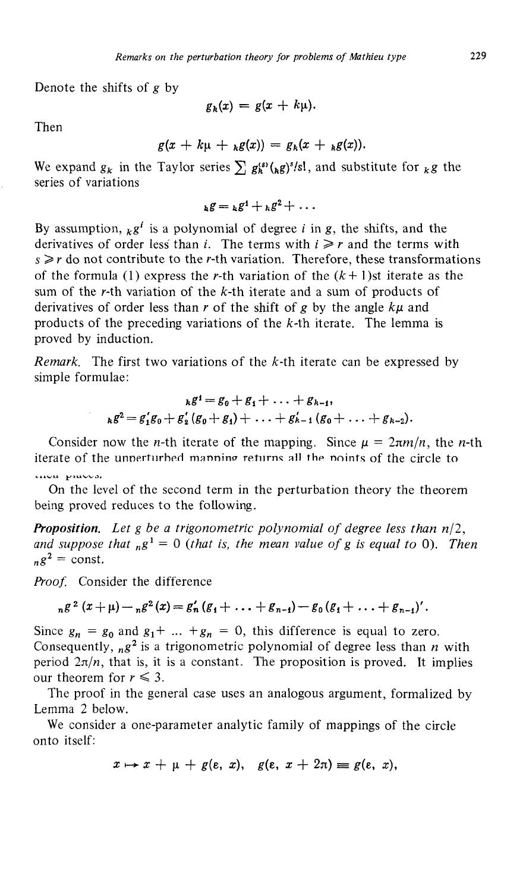Denote the shifts of $g$ by

$$g_k(x) = g(x + k\mu).$$

Then

$$g(x + k\mu + {}_kg(x)) = g_k(x + {}_kg(x)).$$

We expand $g_k$ in the Taylor series $\sum g_k^{(s)}({}_kg)^s/s!$, and substitute for ${}_kg$ the series of variations

$${}_kg = {}_kg^1 + {}_kg^2 + \dots$$

By assumption, ${}_kg^i$ is a polynomial of degree $i$ in $g$, the shifts, and the derivatives of order less than $i$. The terms with $i \geqslant r$ and the terms with $s \geqslant r$ do not contribute to the $r$-th variation. Therefore, these transformations of the formula (1) express the $r$-th variation of the $(k+1)$st iterate as the sum of the $r$-th variation of the $k$-th iterate and a sum of products of derivatives of order less than $r$ of the shift of $g$ by the angle $k\mu$ and products of the preceding variations of the $k$-th iterate. The lemma is proved by induction.

*Remark.* The first two variations of the $k$-th iterate can be expressed by simple formulae:

$${}_kg^1 = g_0 + g_1 + \dots + g_{k-1},$$

$${}_kg^2 = g_1'g_0 + g_2'(g_0 + g_1) + \dots + g_{k-1}'(g_0 + \dots + g_{k-2}).$$

Consider now the $n$-th iterate of the mapping. Since $\mu = 2\pi m/n$, the $n$-th iterate of the unperturbed mapping returns all the points of the circle to their places.

On the level of the second term in the perturbation theory the theorem being proved reduces to the following.

***Proposition.*** *Let $g$ be a trigonometric polynomial of degree less than $n/2$, and suppose that ${}_ng^1 = 0$ (that is, the mean value of $g$ is equal to 0). Then ${}_ng^2 = \text{const}$.*

*Proof.* Consider the difference

$${}_ng^2(x + \mu) - {}_ng^2(x) = g_n'(g_1 + \dots + g_{n-1}) - g_0(g_1 + \dots + g_{n-1})'.$$

Since $g_n = g_0$ and $g_1 + \dots + g_n = 0$, this difference is equal to zero. Consequently, ${}_ng^2$ is a trigonometric polynomial of degree less than $n$ with period $2\pi/n$, that is, it is a constant. The proposition is proved. It implies our theorem for $r \leqslant 3$.

The proof in the general case uses an analogous argument, formalized by Lemma 2 below.

We consider a one-parameter analytic family of mappings of the circle onto itself:

$$x \mapsto x + \mu + g(\varepsilon, x), \quad g(\varepsilon, x + 2\pi) \equiv g(\varepsilon, x),$$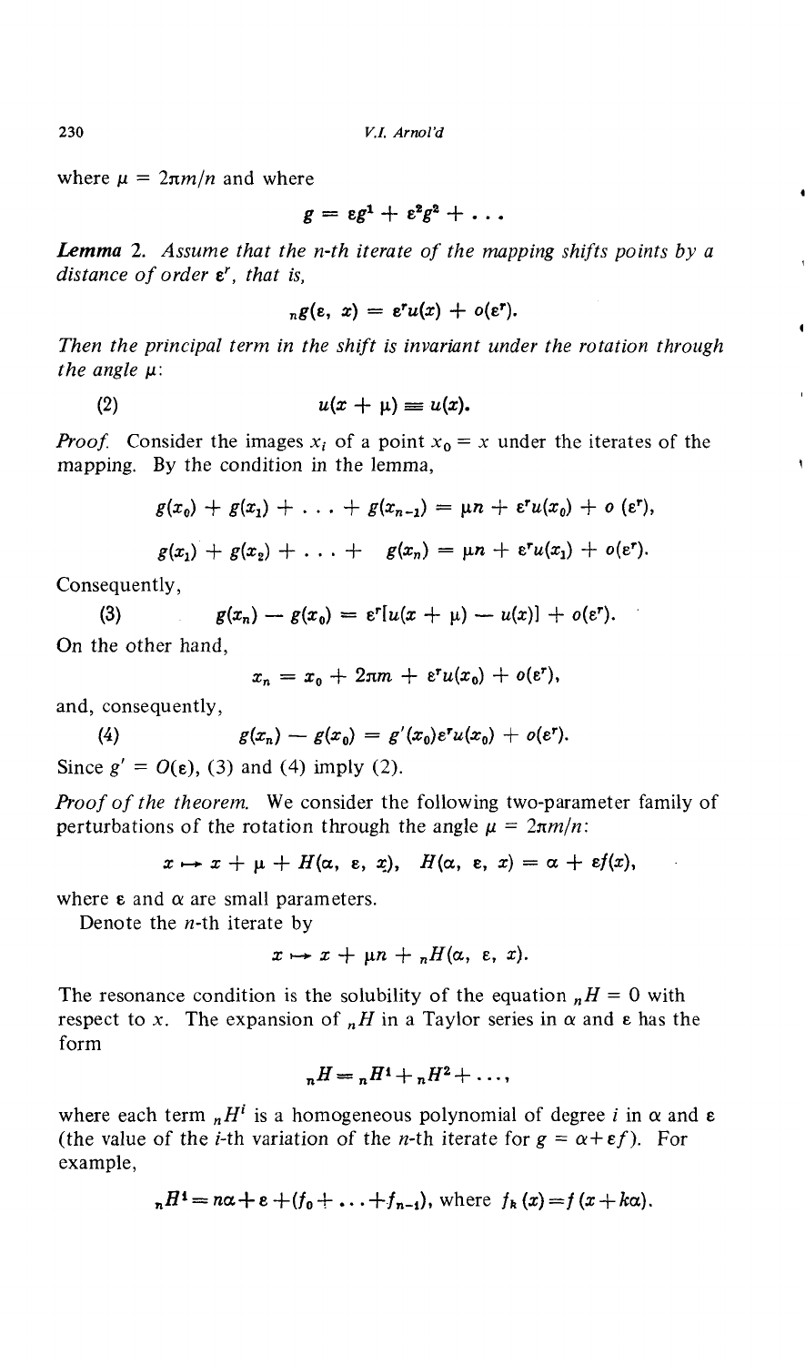where $\mu = 2\pi m/n$ and where

$$g = \varepsilon g^1 + \varepsilon^2 g^2 + \ldots$$

***Lemma* 2.** *Assume that the n-th iterate of the mapping shifts points by a distance of order $\varepsilon^r$, that is,*

$$_n g(\varepsilon, x) = \varepsilon^r u(x) + o(\varepsilon^r).$$

*Then the principal term in the shift is invariant under the rotation through the angle $\mu$:*

$$(2) \qquad u(x + \mu) \equiv u(x).$$

*Proof.* Consider the images $x_i$ of a point $x_0 = x$ under the iterates of the mapping. By the condition in the lemma,

$$g(x_0) + g(x_1) + \ldots + g(x_{n-1}) = \mu n + \varepsilon^r u(x_0) + o(\varepsilon^r),$$

$$g(x_1) + g(x_2) + \ldots + g(x_n) = \mu n + \varepsilon^r u(x_1) + o(\varepsilon^r).$$

Consequently,

$$(3) \qquad g(x_n) - g(x_0) = \varepsilon^r[u(x + \mu) - u(x)] + o(\varepsilon^r).$$

On the other hand,

$$x_n = x_0 + 2\pi m + \varepsilon^r u(x_0) + o(\varepsilon^r),$$

and, consequently,

$$(4) \qquad g(x_n) - g(x_0) = g'(x_0)\varepsilon^r u(x_0) + o(\varepsilon^r).$$

Since $g' = O(\varepsilon)$, (3) and (4) imply (2).

*Proof of the theorem.* We consider the following two-parameter family of perturbations of the rotation through the angle $\mu = 2\pi m/n$:

$$x \mapsto x + \mu + H(\alpha, \varepsilon, x), \quad H(\alpha, \varepsilon, x) = \alpha + \varepsilon f(x),$$

where $\varepsilon$ and $\alpha$ are small parameters.

Denote the $n$-th iterate by

$$x \mapsto x + \mu n + {_n H}(\alpha, \varepsilon, x).$$

The resonance condition is the solubility of the equation $_n H = 0$ with respect to $x$. The expansion of $_n H$ in a Taylor series in $\alpha$ and $\varepsilon$ has the form

$$_n H = {_n H^1} + {_n H^2} + \ldots,$$

where each term $_n H^i$ is a homogeneous polynomial of degree $i$ in $\alpha$ and $\varepsilon$ (the value of the $i$-th variation of the $n$-th iterate for $g = \alpha + \varepsilon f$). For example,

$$_n H^1 = n\alpha + \varepsilon + (f_0 + \ldots + f_{n-1}), \text{ where } f_k(x) = f(x + k\alpha).$$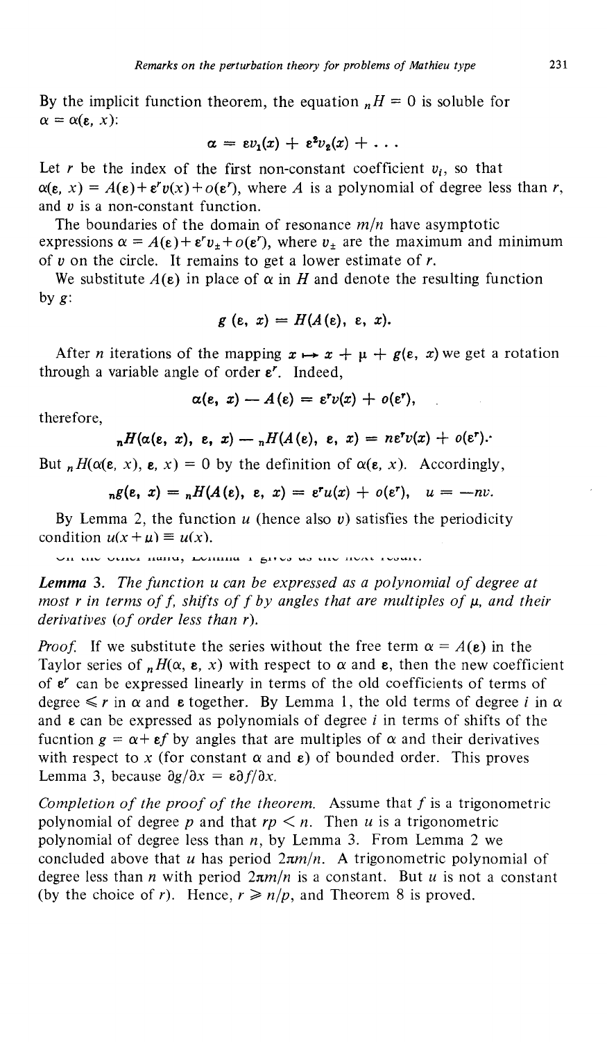By the implicit function theorem, the equation ${}_nH = 0$ is soluble for $\alpha = \alpha(\varepsilon, x)$:

$$\alpha = \varepsilon v_1(x) + \varepsilon^2 v_2(x) + \dots$$

Let $r$ be the index of the first non-constant coefficient $v_i$, so that $\alpha(\varepsilon, x) = A(\varepsilon) + \varepsilon^r v(x) + o(\varepsilon^r)$, where $A$ is a polynomial of degree less than $r$, and $v$ is a non-constant function.

The boundaries of the domain of resonance $m/n$ have asymptotic expressions $\alpha = A(\varepsilon) + \varepsilon^r v_\pm + o(\varepsilon^r)$, where $v_\pm$ are the maximum and minimum of $v$ on the circle. It remains to get a lower estimate of $r$.

We substitute $A(\varepsilon)$ in place of $\alpha$ in $H$ and denote the resulting function by $g$:

$$g(\varepsilon, x) = H(A(\varepsilon), \varepsilon, x).$$

After $n$ iterations of the mapping $x \mapsto x + \mu + g(\varepsilon, x)$ we get a rotation through a variable angle of order $\varepsilon^r$. Indeed,

$$\alpha(\varepsilon, x) - A(\varepsilon) = \varepsilon^r v(x) + o(\varepsilon^r),$$

therefore,

$${}_nH(\alpha(\varepsilon, x), \varepsilon, x) - {}_nH(A(\varepsilon), \varepsilon, x) = n\varepsilon^r v(x) + o(\varepsilon^r).$$

But ${}_nH(\alpha(\varepsilon, x), \varepsilon, x) = 0$ by the definition of $\alpha(\varepsilon, x)$. Accordingly,

$${}_ng(\varepsilon, x) = {}_nH(A(\varepsilon), \varepsilon, x) = \varepsilon^r u(x) + o(\varepsilon^r), \quad u = -nv.$$

By Lemma 2, the function $u$ (hence also $v$) satisfies the periodicity condition $u(x + \mu) \equiv u(x)$.

On the other hand, Lemma 1 gives us the next result.

***Lemma* 3.** *The function $u$ can be expressed as a polynomial of degree at most $r$ in terms of $f$, shifts of $f$ by angles that are multiples of $\mu$, and their derivatives (of order less than $r$).*

*Proof.* If we substitute the series without the free term $\alpha = A(\varepsilon)$ in the Taylor series of ${}_nH(\alpha, \varepsilon, x)$ with respect to $\alpha$ and $\varepsilon$, then the new coefficient of $\varepsilon^r$ can be expressed linearly in terms of the old coefficients of terms of degree $\leqslant r$ in $\alpha$ and $\varepsilon$ together. By Lemma 1, the old terms of degree $i$ in $\alpha$ and $\varepsilon$ can be expressed as polynomials of degree $i$ in terms of shifts of the fucntion $g = \alpha + \varepsilon f$ by angles that are multiples of $\alpha$ and their derivatives with respect to $x$ (for constant $\alpha$ and $\varepsilon$) of bounded order. This proves Lemma 3, because $\partial g/\partial x = \varepsilon \partial f/\partial x$.

*Completion of the proof of the theorem.* Assume that $f$ is a trigonometric polynomial of degree $p$ and that $rp < n$. Then $u$ is a trigonometric polynomial of degree less than $n$, by Lemma 3. From Lemma 2 we concluded above that $u$ has period $2\pi m/n$. A trigonometric polynomial of degree less than $n$ with period $2\pi m/n$ is a constant. But $u$ is not a constant (by the choice of $r$). Hence, $r \geqslant n/p$, and Theorem 8 is proved.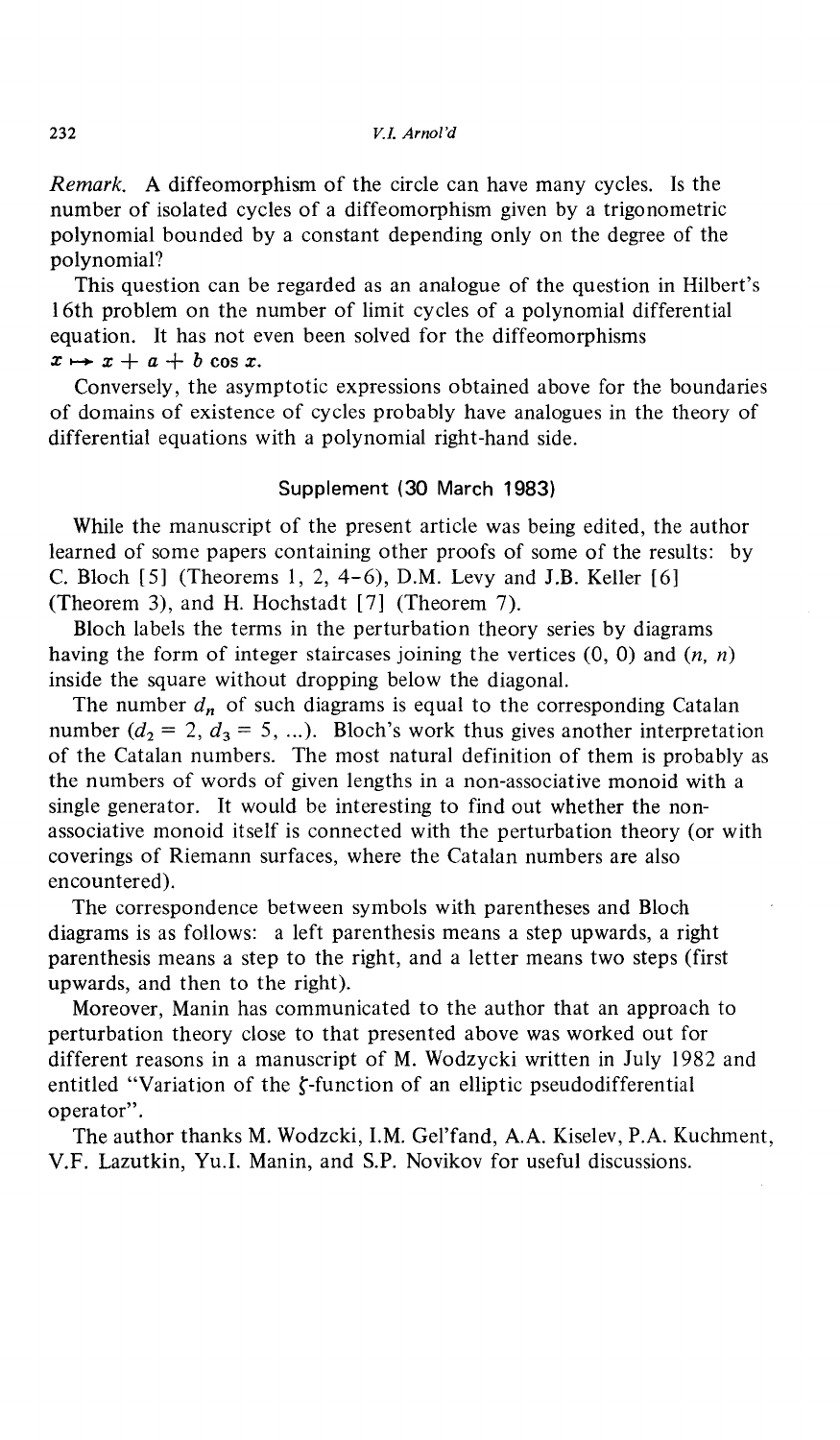*Remark.* A diffeomorphism of the circle can have many cycles. Is the number of isolated cycles of a diffeomorphism given by a trigonometric polynomial bounded by a constant depending only on the degree of the polynomial?

This question can be regarded as an analogue of the question in Hilbert's 16th problem on the number of limit cycles of a polynomial differential equation. It has not even been solved for the diffeomorphisms $x \mapsto x + a + b \cos x$.

Conversely, the asymptotic expressions obtained above for the boundaries of domains of existence of cycles probably have analogues in the theory of differential equations with a polynomial right-hand side.

## Supplement (30 March 1983)

While the manuscript of the present article was being edited, the author learned of some papers containing other proofs of some of the results: by C. Bloch [5] (Theorems 1, 2, 4–6), D.M. Levy and J.B. Keller [6] (Theorem 3), and H. Hochstadt [7] (Theorem 7).

Bloch labels the terms in the perturbation theory series by diagrams having the form of integer staircases joining the vertices (0, 0) and $(n, n)$ inside the square without dropping below the diagonal.

The number $d_n$ of such diagrams is equal to the corresponding Catalan number ($d_2 = 2$, $d_3 = 5$, ...). Bloch's work thus gives another interpretation of the Catalan numbers. The most natural definition of them is probably as the numbers of words of given lengths in a non-associative monoid with a single generator. It would be interesting to find out whether the non-associative monoid itself is connected with the perturbation theory (or with coverings of Riemann surfaces, where the Catalan numbers are also encountered).

The correspondence between symbols with parentheses and Bloch diagrams is as follows: a left parenthesis means a step upwards, a right parenthesis means a step to the right, and a letter means two steps (first upwards, and then to the right).

Moreover, Manin has communicated to the author that an approach to perturbation theory close to that presented above was worked out for different reasons in a manuscript of M. Wodzycki written in July 1982 and entitled "Variation of the $\zeta$-function of an elliptic pseudodifferential operator".

The author thanks M. Wodzcki, I.M. Gel'fand, A.A. Kiselev, P.A. Kuchment, V.F. Lazutkin, Yu.I. Manin, and S.P. Novikov for useful discussions.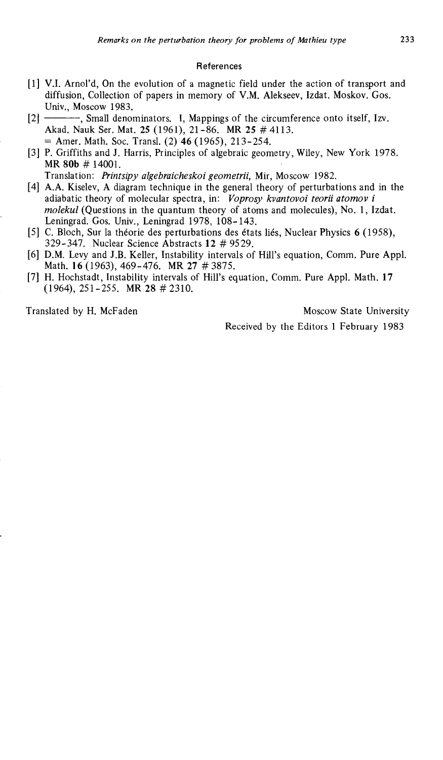## References

[1] V.I. Arnol'd, On the evolution of a magnetic field under the action of transport and diffusion, Collection of papers in memory of V.M. Alekseev, Izdat. Moskov. Gos. Univ., Moscow 1983.

[2] ———, Small denominators. I, Mappings of the circumference onto itself, Izv. Akad. Nauk Ser. Mat. **25** (1961), 21-86. MR **25** # 4113.
= Amer. Math. Soc. Transl. (2) **46** (1965), 213-254.

[3] P. Griffiths and J. Harris, Principles of algebraic geometry, Wiley, New York 1978. MR **80b** # 14001.
Translation: *Printsipy algebraicheskoi geometrii,* Mir, Moscow 1982.

[4] A.A. Kiselev, A diagram technique in the general theory of perturbations and in the adiabatic theory of molecular spectra, in: *Voprosy kvantovoi teorii atomov i molekul* (Questions in the quantum theory of atoms and molecules), No. 1, Izdat. Leningrad. Gos. Univ., Leningrad 1978, 108-143.

[5] C. Bloch, Sur la théorie des perturbations des états liés, Nuclear Physics **6** (1958), 329-347. Nuclear Science Abstracts **12** # 9529.

[6] D.M. Levy and J.B. Keller, Instability intervals of Hill's equation, Comm. Pure Appl. Math. **16** (1963), 469-476. MR **27** # 3875.

[7] H. Hochstadt, Instability intervals of Hill's equation, Comm. Pure Appl. Math. **17** (1964), 251-255. MR **28** # 2310.

Translated by H. McFaden

Moscow State University

Received by the Editors 1 February 1983